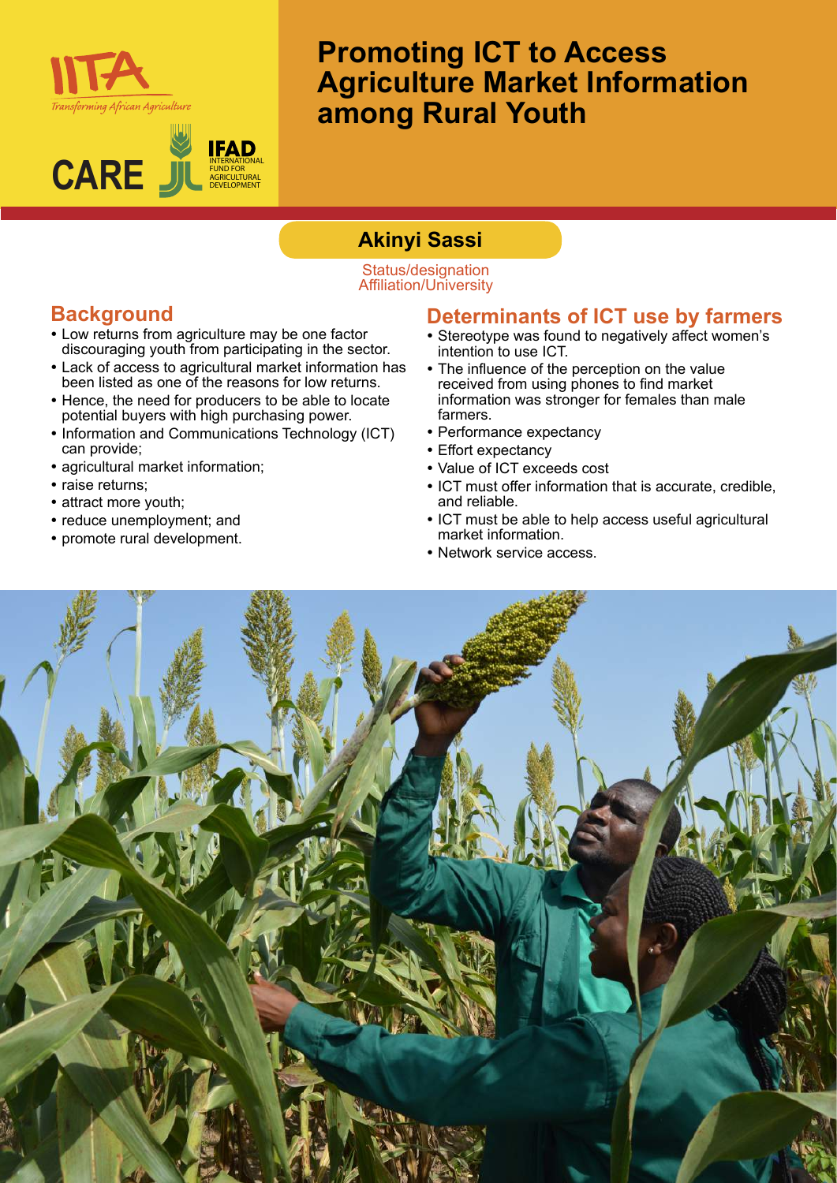IITA
*Transforming African Agriculture*

CARE

IFAD
INTERNATIONAL FUND FOR AGRICULTURAL DEVELOPMENT

# Promoting ICT to Access Agriculture Market Information among Rural Youth

**Akinyi Sassi**

Status/designation
Affiliation/University

## Background

- Low returns from agriculture may be one factor discouraging youth from participating in the sector.
- Lack of access to agricultural market information has been listed as one of the reasons for low returns.
- Hence, the need for producers to be able to locate potential buyers with high purchasing power.
- Information and Communications Technology (ICT) can provide;
- agricultural market information;
- raise returns;
- attract more youth;
- reduce unemployment; and
- promote rural development.

## Determinants of ICT use by farmers

- Stereotype was found to negatively affect women's intention to use ICT.
- The influence of the perception on the value received from using phones to find market information was stronger for females than male farmers.
- Performance expectancy
- Effort expectancy
- Value of ICT exceeds cost
- ICT must offer information that is accurate, credible, and reliable.
- ICT must be able to help access useful agricultural market information.
- Network service access.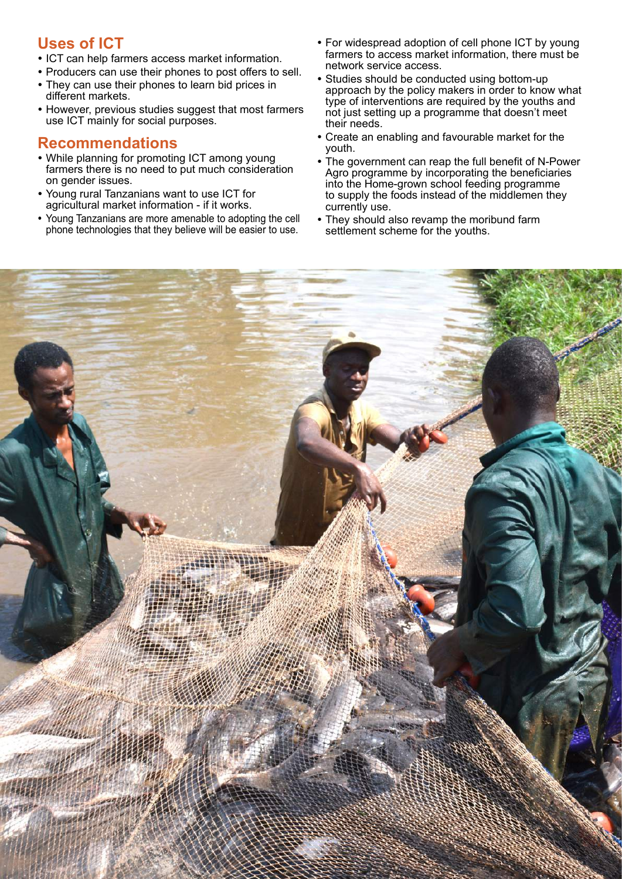## Uses of ICT

- ICT can help farmers access market information.
- Producers can use their phones to post offers to sell.
- They can use their phones to learn bid prices in different markets.
- However, previous studies suggest that most farmers use ICT mainly for social purposes.

## Recommendations

- While planning for promoting ICT among young farmers there is no need to put much consideration on gender issues.
- Young rural Tanzanians want to use ICT for agricultural market information - if it works.
- Young Tanzanians are more amenable to adopting the cell phone technologies that they believe will be easier to use.
- For widespread adoption of cell phone ICT by young farmers to access market information, there must be network service access.
- Studies should be conducted using bottom-up approach by the policy makers in order to know what type of interventions are required by the youths and not just setting up a programme that doesn't meet their needs.
- Create an enabling and favourable market for the youth.
- The government can reap the full benefit of N-Power Agro programme by incorporating the beneficiaries into the Home-grown school feeding programme to supply the foods instead of the middlemen they currently use.
- They should also revamp the moribund farm settlement scheme for the youths.